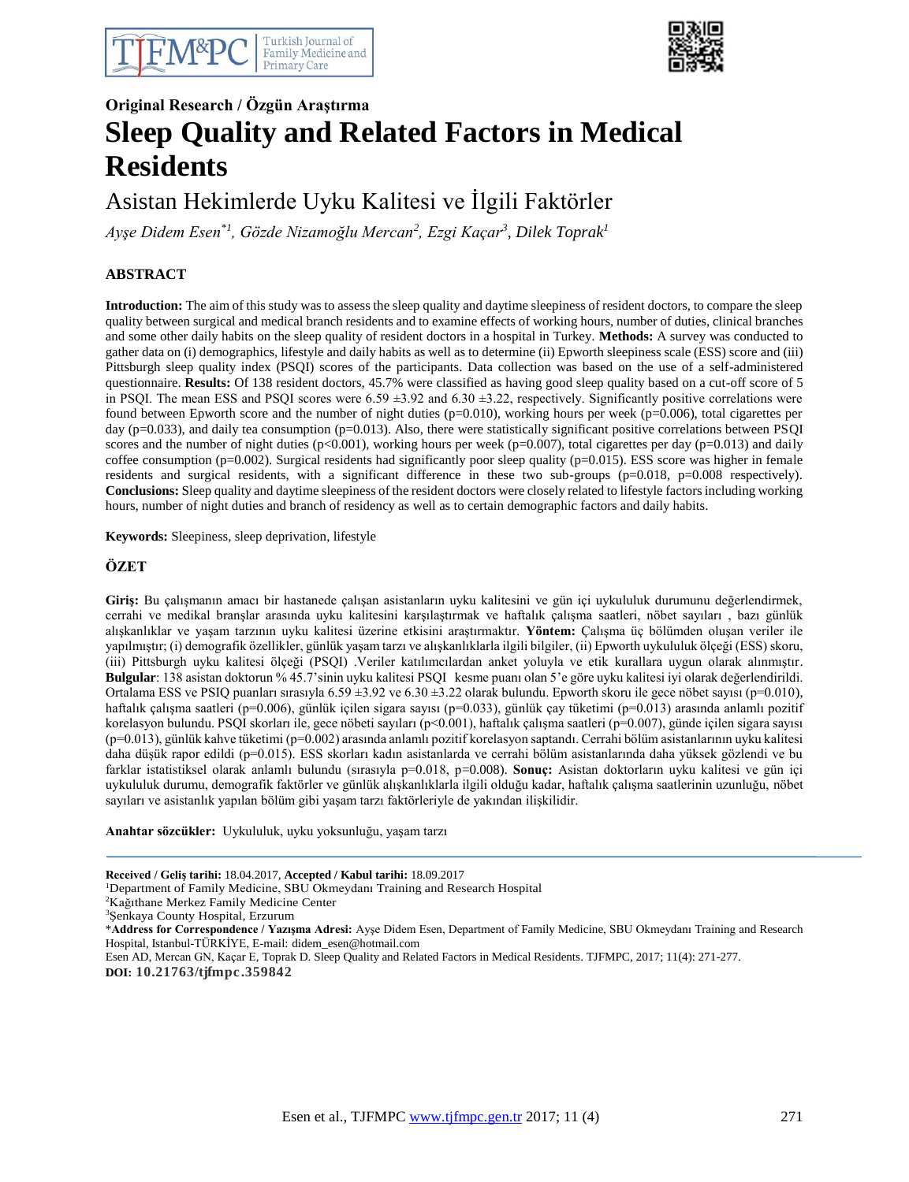Original Research / Özgün Araştırma

# Sleep Quality and Related Factors in Medical Residents

## Asistan Hekimlerde Uyku Kalitesi ve İlgili Faktörler

*Ayşe Didem Esen*[*1], *Gözde Nizamoğlu Mercan*[2], *Ezgi Kaçar*[3], *Dilek Toprak*[1]

### ABSTRACT

**Introduction:** The aim of this study was to assess the sleep quality and daytime sleepiness of resident doctors, to compare the sleep quality between surgical and medical branch residents and to examine effects of working hours, number of duties, clinical branches and some other daily habits on the sleep quality of resident doctors in a hospital in Turkey. **Methods:** A survey was conducted to gather data on (i) demographics, lifestyle and daily habits as well as to determine (ii) Epworth sleepiness scale (ESS) score and (iii) Pittsburgh sleep quality index (PSQI) scores of the participants. Data collection was based on the use of a self-administered questionnaire. **Results:** Of 138 resident doctors, 45.7% were classified as having good sleep quality based on a cut-off score of 5 in PSQI. The mean ESS and PSQI scores were 6.59 ±3.92 and 6.30 ±3.22, respectively. Significantly positive correlations were found between Epworth score and the number of night duties (p=0.010), working hours per week (p=0.006), total cigarettes per day (p=0.033), and daily tea consumption (p=0.013). Also, there were statistically significant positive correlations between PSQI scores and the number of night duties (p<0.001), working hours per week (p=0.007), total cigarettes per day (p=0.013) and daily coffee consumption (p=0.002). Surgical residents had significantly poor sleep quality (p=0.015). ESS score was higher in female residents and surgical residents, with a significant difference in these two sub-groups (p=0.018, p=0.008 respectively). **Conclusions:** Sleep quality and daytime sleepiness of the resident doctors were closely related to lifestyle factors including working hours, number of night duties and branch of residency as well as to certain demographic factors and daily habits.

**Keywords:** Sleepiness, sleep deprivation, lifestyle

### ÖZET

**Giriş:** Bu çalışmanın amacı bir hastanede çalışan asistanların uyku kalitesini ve gün içi uykululuk durumunu değerlendirmek, cerrahi ve medikal branşlar arasında uyku kalitesini karşılaştırmak ve haftalık çalışma saatleri, nöbet sayıları , bazı günlük alışkanlıklar ve yaşam tarzının uyku kalitesi üzerine etkisini araştırmaktır. **Yöntem:** Çalışma üç bölümden oluşan veriler ile yapılmıştır; (i) demografik özellikler, günlük yaşam tarzı ve alışkanlıklarla ilgili bilgiler, (ii) Epworth uykululuk ölçeği (ESS) skoru, (iii) Pittsburgh uyku kalitesi ölçeği (PSQI) .Veriler katılımcılardan anket yoluyla ve etik kurallara uygun olarak alınmıştır. **Bulgular**: 138 asistan doktorun % 45.7'sinin uyku kalitesi PSQI kesme puanı olan 5'e göre uyku kalitesi iyi olarak değerlendirildi. Ortalama ESS ve PSIQ puanları sırasıyla 6.59 ±3.92 ve 6.30 ±3.22 olarak bulundu. Epworth skoru ile gece nöbet sayısı (p=0.010), haftalık çalışma saatleri (p=0.006), günlük içilen sigara sayısı (p=0.033), günlük çay tüketimi (p=0.013) arasında anlamlı pozitif korelasyon bulundu. PSQI skorları ile, gece nöbeti sayıları (p<0.001), haftalık çalışma saatleri (p=0.007), günde içilen sigara sayısı (p=0.013), günlük kahve tüketimi (p=0.002) arasında anlamlı pozitif korelasyon saptandı. Cerrahi bölüm asistanlarının uyku kalitesi daha düşük rapor edildi (p=0.015). ESS skorları kadın asistanlarda ve cerrahi bölüm asistanlarında daha yüksek gözlendi ve bu farklar istatistiksel olarak anlamlı bulundu (sırasıyla p=0.018, p=0.008). **Sonuç:** Asistan doktorların uyku kalitesi ve gün içi uykululuk durumu, demografik faktörler ve günlük alışkanlıklarla ilgili olduğu kadar, haftalık çalışma saatlerinin uzunluğu, nöbet sayıları ve asistanlık yapılan bölüm gibi yaşam tarzı faktörleriyle de yakından ilişkilidir.

**Anahtar sözcükler:** Uykululuk, uyku yoksunluğu, yaşam tarzı

---

**Received / Geliş tarihi:** 18.04.2017, **Accepted / Kabul tarihi:** 18.09.2017

[1]Department of Family Medicine, SBU Okmeydanı Training and Research Hospital

[2]Kağıthane Merkez Family Medicine Center

[3]Şenkaya County Hospital, Erzurum

*__Address for Correspondence / Yazışma Adresi:__ Ayşe Didem Esen, Department of Family Medicine, SBU Okmeydanı Training and Research Hospital, Istanbul-TÜRKİYE, E-mail: didem_esen@hotmail.com

Esen AD, Mercan GN, Kaçar E, Toprak D. Sleep Quality and Related Factors in Medical Residents. TJFMPC, 2017; 11(4): 271-277.

**DOI: 10.21763/tjfmpc.359842**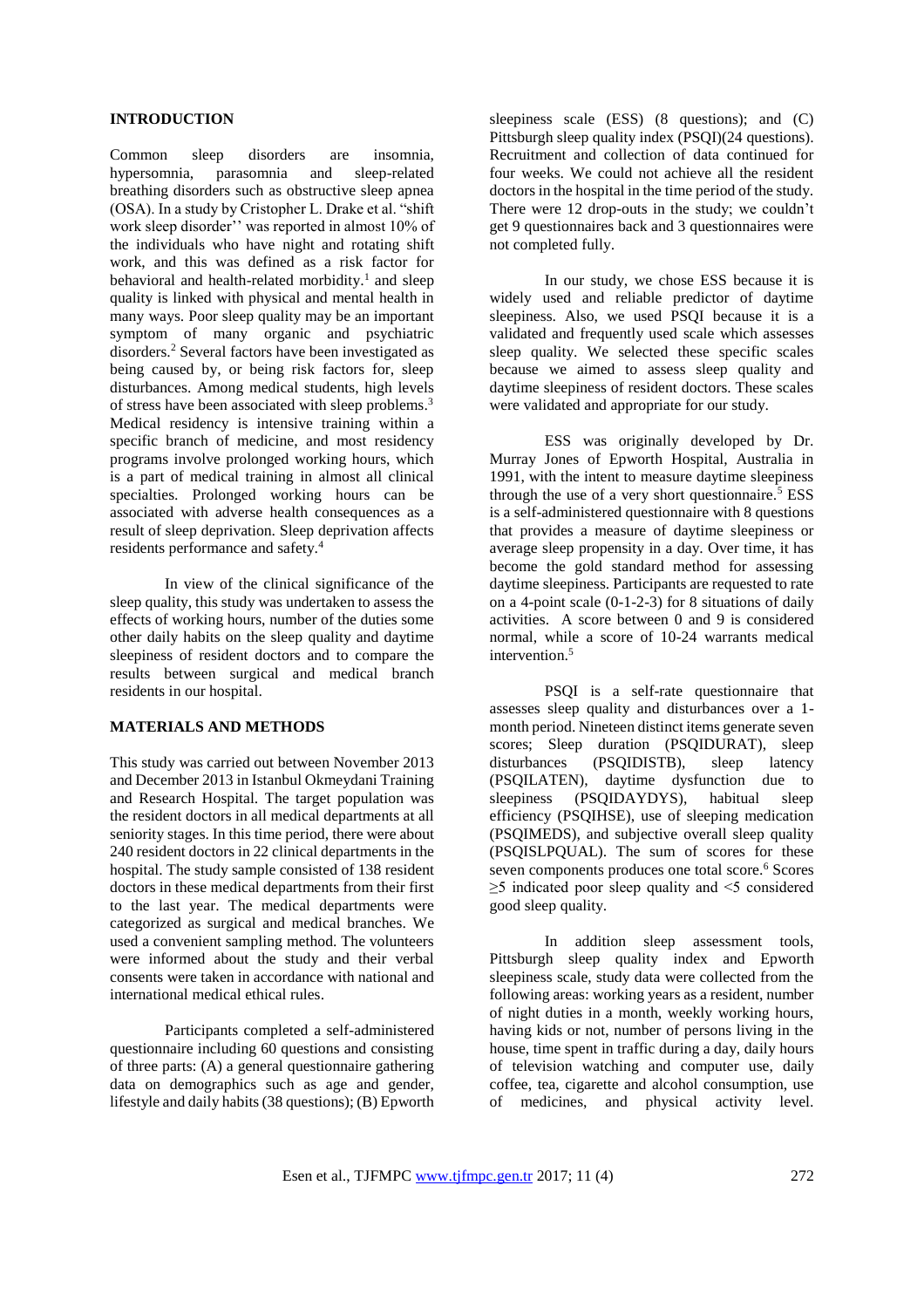## INTRODUCTION

Common sleep disorders are insomnia, hypersomnia, parasomnia and sleep-related breathing disorders such as obstructive sleep apnea (OSA). In a study by Cristopher L. Drake et al. "shift work sleep disorder'' was reported in almost 10% of the individuals who have night and rotating shift work, and this was defined as a risk factor for behavioral and health-related morbidity.[1] and sleep quality is linked with physical and mental health in many ways. Poor sleep quality may be an important symptom of many organic and psychiatric disorders.[2] Several factors have been investigated as being caused by, or being risk factors for, sleep disturbances. Among medical students, high levels of stress have been associated with sleep problems.[3] Medical residency is intensive training within a specific branch of medicine, and most residency programs involve prolonged working hours, which is a part of medical training in almost all clinical specialties. Prolonged working hours can be associated with adverse health consequences as a result of sleep deprivation. Sleep deprivation affects residents performance and safety.[4]

In view of the clinical significance of the sleep quality, this study was undertaken to assess the effects of working hours, number of the duties some other daily habits on the sleep quality and daytime sleepiness of resident doctors and to compare the results between surgical and medical branch residents in our hospital.

## MATERIALS AND METHODS

This study was carried out between November 2013 and December 2013 in Istanbul Okmeydani Training and Research Hospital. The target population was the resident doctors in all medical departments at all seniority stages. In this time period, there were about 240 resident doctors in 22 clinical departments in the hospital. The study sample consisted of 138 resident doctors in these medical departments from their first to the last year. The medical departments were categorized as surgical and medical branches. We used a convenient sampling method. The volunteers were informed about the study and their verbal consents were taken in accordance with national and international medical ethical rules.

Participants completed a self-administered questionnaire including 60 questions and consisting of three parts: (A) a general questionnaire gathering data on demographics such as age and gender, lifestyle and daily habits (38 questions); (B) Epworth sleepiness scale (ESS) (8 questions); and (C) Pittsburgh sleep quality index (PSQI)(24 questions). Recruitment and collection of data continued for four weeks. We could not achieve all the resident doctors in the hospital in the time period of the study. There were 12 drop-outs in the study; we couldn't get 9 questionnaires back and 3 questionnaires were not completed fully.

In our study, we chose ESS because it is widely used and reliable predictor of daytime sleepiness. Also, we used PSQI because it is a validated and frequently used scale which assesses sleep quality. We selected these specific scales because we aimed to assess sleep quality and daytime sleepiness of resident doctors. These scales were validated and appropriate for our study.

ESS was originally developed by Dr. Murray Jones of Epworth Hospital, Australia in 1991, with the intent to measure daytime sleepiness through the use of a very short questionnaire.[5] ESS is a self-administered questionnaire with 8 questions that provides a measure of daytime sleepiness or average sleep propensity in a day. Over time, it has become the gold standard method for assessing daytime sleepiness. Participants are requested to rate on a 4-point scale (0-1-2-3) for 8 situations of daily activities. A score between 0 and 9 is considered normal, while a score of 10-24 warrants medical intervention.[5]

PSQI is a self-rate questionnaire that assesses sleep quality and disturbances over a 1-month period. Nineteen distinct items generate seven scores; Sleep duration (PSQIDURAT), sleep disturbances (PSQIDISTB), sleep latency (PSQILATEN), daytime dysfunction due to sleepiness (PSQIDAYDYS), habitual sleep efficiency (PSQIHSE), use of sleeping medication (PSQIMEDS), and subjective overall sleep quality (PSQISLPQUAL). The sum of scores for these seven components produces one total score.[6] Scores ≥5 indicated poor sleep quality and <5 considered good sleep quality.

In addition sleep assessment tools, Pittsburgh sleep quality index and Epworth sleepiness scale, study data were collected from the following areas: working years as a resident, number of night duties in a month, weekly working hours, having kids or not, number of persons living in the house, time spent in traffic during a day, daily hours of television watching and computer use, daily coffee, tea, cigarette and alcohol consumption, use of medicines, and physical activity level.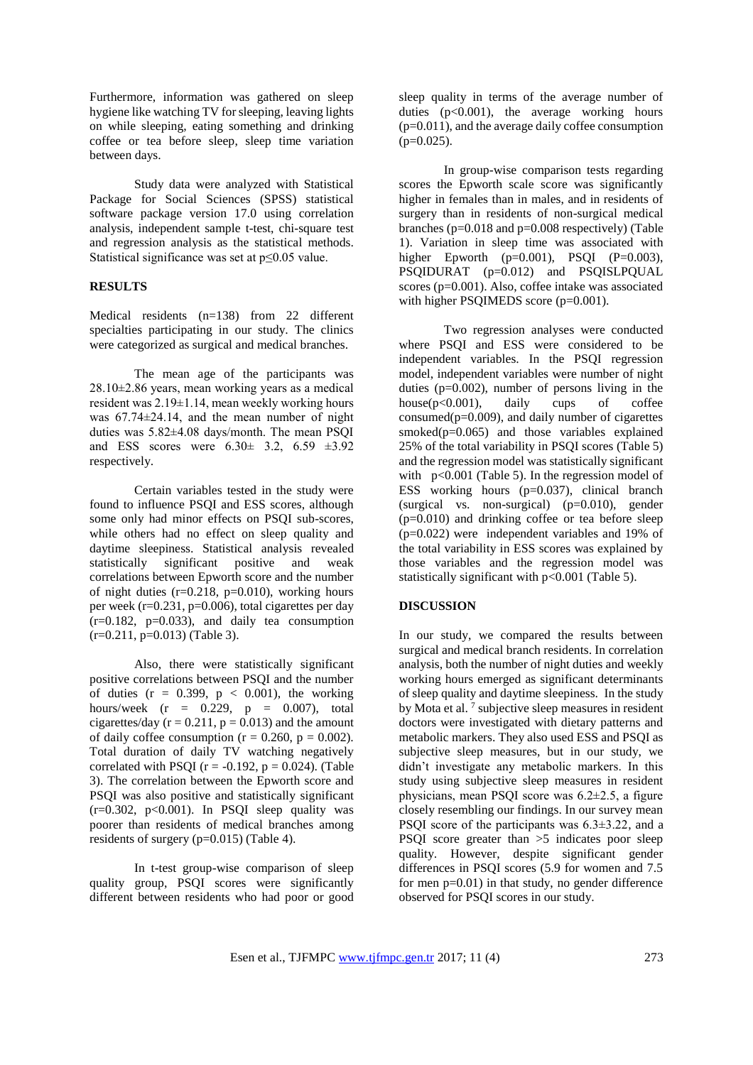Furthermore, information was gathered on sleep hygiene like watching TV for sleeping, leaving lights on while sleeping, eating something and drinking coffee or tea before sleep, sleep time variation between days.

Study data were analyzed with Statistical Package for Social Sciences (SPSS) statistical software package version 17.0 using correlation analysis, independent sample t-test, chi-square test and regression analysis as the statistical methods. Statistical significance was set at $p \leq 0.05$ value.

## RESULTS

Medical residents (n=138) from 22 different specialties participating in our study. The clinics were categorized as surgical and medical branches.

The mean age of the participants was 28.10±2.86 years, mean working years as a medical resident was 2.19±1.14, mean weekly working hours was 67.74±24.14, and the mean number of night duties was 5.82±4.08 days/month. The mean PSQI and ESS scores were 6.30± 3.2, 6.59 ±3.92 respectively.

Certain variables tested in the study were found to influence PSQI and ESS scores, although some only had minor effects on PSQI sub-scores, while others had no effect on sleep quality and daytime sleepiness. Statistical analysis revealed statistically significant positive and weak correlations between Epworth score and the number of night duties ($r=0.218$, $p=0.010$), working hours per week ($r=0.231$, $p=0.006$), total cigarettes per day ($r=0.182$, $p=0.033$), and daily tea consumption ($r=0.211$, $p=0.013$) (Table 3).

Also, there were statistically significant positive correlations between PSQI and the number of duties ($r = 0.399$, $p < 0.001$), the working hours/week ($r = 0.229$, $p = 0.007$), total cigarettes/day ($r = 0.211$, $p = 0.013$) and the amount of daily coffee consumption ($r = 0.260$, $p = 0.002$). Total duration of daily TV watching negatively correlated with PSQI ($r = -0.192$, $p = 0.024$). (Table 3). The correlation between the Epworth score and PSQI was also positive and statistically significant ($r=0.302$, $p<0.001$). In PSQI sleep quality was poorer than residents of medical branches among residents of surgery ($p=0.015$) (Table 4).

In t-test group-wise comparison of sleep quality group, PSQI scores were significantly different between residents who had poor or good sleep quality in terms of the average number of duties ($p<0.001$), the average working hours ($p=0.011$), and the average daily coffee consumption ($p=0.025$).

In group-wise comparison tests regarding scores the Epworth scale score was significantly higher in females than in males, and in residents of surgery than in residents of non-surgical medical branches ($p=0.018$ and $p=0.008$ respectively) (Table 1). Variation in sleep time was associated with higher Epworth ($p=0.001$), PSQI ($P=0.003$), PSQIDURAT ($p=0.012$) and PSQISLPQUAL scores ($p=0.001$). Also, coffee intake was associated with higher PSQIMEDS score ($p=0.001$).

Two regression analyses were conducted where PSQI and ESS were considered to be independent variables. In the PSQI regression model, independent variables were number of night duties ($p=0.002$), number of persons living in the house($p<0.001$), daily cups of coffee consumed($p=0.009$), and daily number of cigarettes smoked($p=0.065$) and those variables explained 25% of the total variability in PSQI scores (Table 5) and the regression model was statistically significant with $p<0.001$ (Table 5). In the regression model of ESS working hours ($p=0.037$), clinical branch (surgical vs. non-surgical) ($p=0.010$), gender ($p=0.010$) and drinking coffee or tea before sleep ($p=0.022$) were independent variables and 19% of the total variability in ESS scores was explained by those variables and the regression model was statistically significant with $p<0.001$ (Table 5).

## DISCUSSION

In our study, we compared the results between surgical and medical branch residents. In correlation analysis, both the number of night duties and weekly working hours emerged as significant determinants of sleep quality and daytime sleepiness. In the study by Mota et al. [7] subjective sleep measures in resident doctors were investigated with dietary patterns and metabolic markers. They also used ESS and PSQI as subjective sleep measures, but in our study, we didn't investigate any metabolic markers. In this study using subjective sleep measures in resident physicians, mean PSQI score was 6.2±2.5, a figure closely resembling our findings. In our survey mean PSQI score of the participants was 6.3±3.22, and a PSQI score greater than >5 indicates poor sleep quality. However, despite significant gender differences in PSQI scores (5.9 for women and 7.5 for men $p=0.01$) in that study, no gender difference observed for PSQI scores in our study.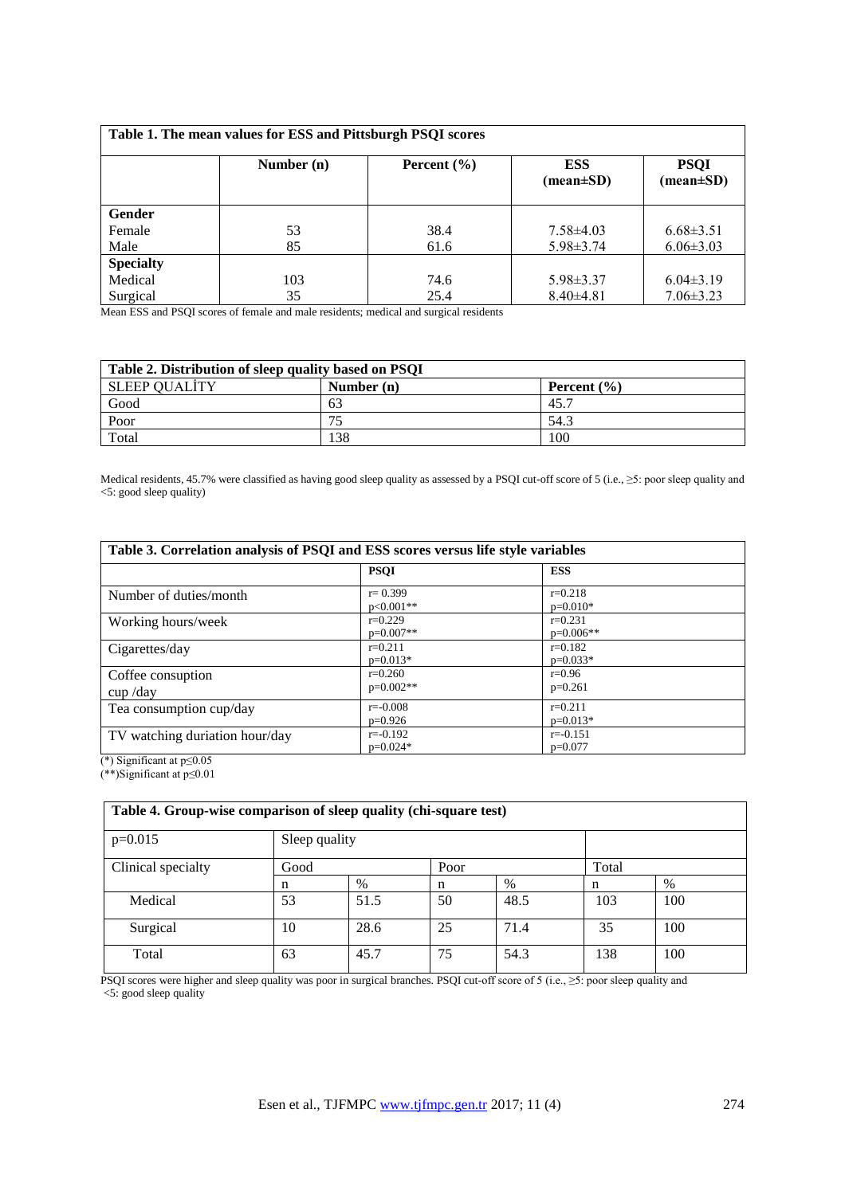**Table 1. The mean values for ESS and Pittsburgh PSQI scores**

| | Number (n) | Percent (%) | ESS (mean±SD) | PSQI (mean±SD) |
|---|---|---|---|---|
| **Gender** | | | | |
| Female | 53 | 38.4 | 7.58±4.03 | 6.68±3.51 |
| Male | 85 | 61.6 | 5.98±3.74 | 6.06±3.03 |
| **Specialty** | | | | |
| Medical | 103 | 74.6 | 5.98±3.37 | 6.04±3.19 |
| Surgical | 35 | 25.4 | 8.40±4.81 | 7.06±3.23 |

Mean ESS and PSQI scores of female and male residents; medical and surgical residents

**Table 2. Distribution of sleep quality based on PSQI**

| SLEEP QUALİTY | Number (n) | Percent (%) |
|---|---|---|
| Good | 63 | 45.7 |
| Poor | 75 | 54.3 |
| Total | 138 | 100 |

Medical residents, 45.7% were classified as having good sleep quality as assessed by a PSQI cut-off score of 5 (i.e., ≥5: poor sleep quality and <5: good sleep quality)

**Table 3. Correlation analysis of PSQI and ESS scores versus life style variables**

| | PSQI | ESS |
|---|---|---|
| Number of duties/month | r= 0.399 p<0.001** | r=0.218 p=0.010* |
| Working hours/week | r=0.229 p=0.007** | r=0.231 p=0.006** |
| Cigarettes/day | r=0.211 p=0.013* | r=0.182 p=0.033* |
| Coffee consuption cup /day | r=0.260 p=0.002** | r=0.96 p=0.261 |
| Tea consumption cup/day | r=-0.008 p=0.926 | r=0.211 p=0.013* |
| TV watching duriation hour/day | r=-0.192 p=0.024* | r=-0.151 p=0.077 |

(*) Significant at p≤0.05
(**)Significant at p≤0.01

**Table 4. Group-wise comparison of sleep quality (chi-square test)**

| p=0.015 | Sleep quality | | | | | |
|---|---|---|---|---|---|---|
| Clinical specialty | Good | | Poor | | Total | |
| | n | % | n | % | n | % |
| Medical | 53 | 51.5 | 50 | 48.5 | 103 | 100 |
| Surgical | 10 | 28.6 | 25 | 71.4 | 35 | 100 |
| Total | 63 | 45.7 | 75 | 54.3 | 138 | 100 |

PSQI scores were higher and sleep quality was poor in surgical branches. PSQI cut-off score of 5 (i.e., ≥5: poor sleep quality and <5: good sleep quality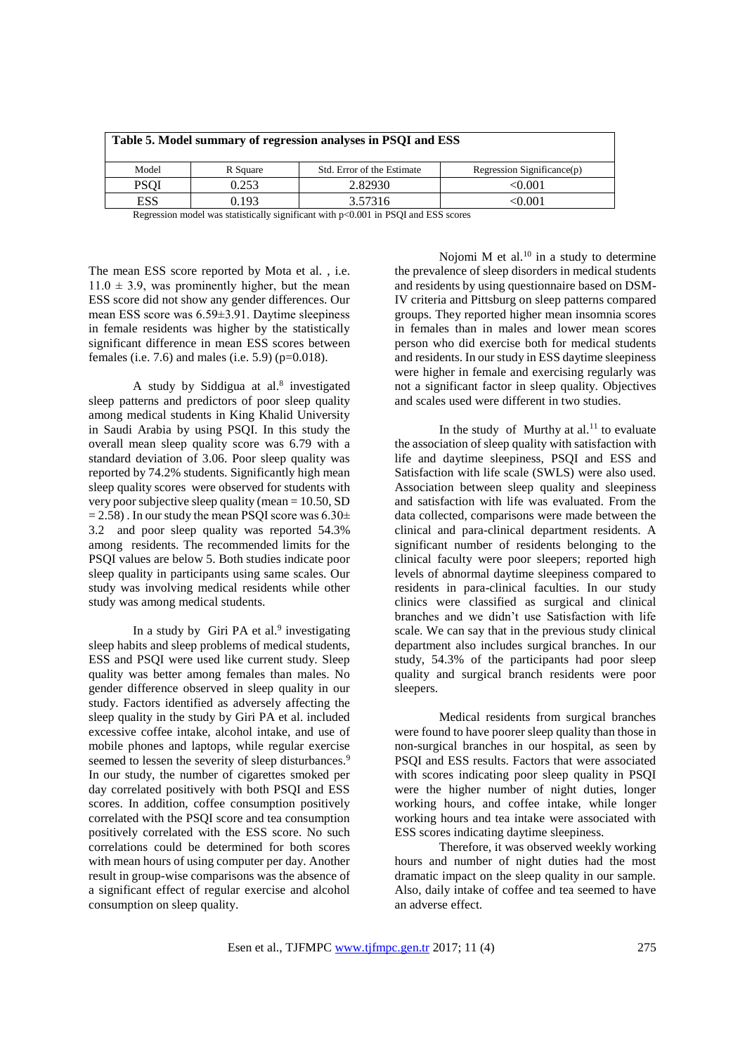**Table 5. Model summary of regression analyses in PSQI and ESS**

| Model | R Square | Std. Error of the Estimate | Regression Significance(p) |
|---|---|---|---|
| PSQI | 0.253 | 2.82930 | <0.001 |
| ESS | 0.193 | 3.57316 | <0.001 |

Regression model was statistically significant with p<0.001 in PSQI and ESS scores

The mean ESS score reported by Mota et al. , i.e. 11.0 ± 3.9, was prominently higher, but the mean ESS score did not show any gender differences. Our mean ESS score was 6.59±3.91. Daytime sleepiness in female residents was higher by the statistically significant difference in mean ESS scores between females (i.e. 7.6) and males (i.e. 5.9) (p=0.018).

A study by Siddigua at al.[8] investigated sleep patterns and predictors of poor sleep quality among medical students in King Khalid University in Saudi Arabia by using PSQI. In this study the overall mean sleep quality score was 6.79 with a standard deviation of 3.06. Poor sleep quality was reported by 74.2% students. Significantly high mean sleep quality scores were observed for students with very poor subjective sleep quality (mean = 10.50, SD = 2.58) . In our study the mean PSQI score was 6.30± 3.2 and poor sleep quality was reported 54.3% among residents. The recommended limits for the PSQI values are below 5. Both studies indicate poor sleep quality in participants using same scales. Our study was involving medical residents while other study was among medical students.

In a study by Giri PA et al.[9] investigating sleep habits and sleep problems of medical students, ESS and PSQI were used like current study. Sleep quality was better among females than males. No gender difference observed in sleep quality in our study. Factors identified as adversely affecting the sleep quality in the study by Giri PA et al. included excessive coffee intake, alcohol intake, and use of mobile phones and laptops, while regular exercise seemed to lessen the severity of sleep disturbances.[9] In our study, the number of cigarettes smoked per day correlated positively with both PSQI and ESS scores. In addition, coffee consumption positively correlated with the PSQI score and tea consumption positively correlated with the ESS score. No such correlations could be determined for both scores with mean hours of using computer per day. Another result in group-wise comparisons was the absence of a significant effect of regular exercise and alcohol consumption on sleep quality.

Nojomi M et al.[10] in a study to determine the prevalence of sleep disorders in medical students and residents by using questionnaire based on DSM-IV criteria and Pittsburg on sleep patterns compared groups. They reported higher mean insomnia scores in females than in males and lower mean scores person who did exercise both for medical students and residents. In our study in ESS daytime sleepiness were higher in female and exercising regularly was not a significant factor in sleep quality. Objectives and scales used were different in two studies.

In the study of Murthy at al.[11] to evaluate the association of sleep quality with satisfaction with life and daytime sleepiness, PSQI and ESS and Satisfaction with life scale (SWLS) were also used. Association between sleep quality and sleepiness and satisfaction with life was evaluated. From the data collected, comparisons were made between the clinical and para-clinical department residents. A significant number of residents belonging to the clinical faculty were poor sleepers; reported high levels of abnormal daytime sleepiness compared to residents in para-clinical faculties. In our study clinics were classified as surgical and clinical branches and we didn't use Satisfaction with life scale. We can say that in the previous study clinical department also includes surgical branches. In our study, 54.3% of the participants had poor sleep quality and surgical branch residents were poor sleepers.

Medical residents from surgical branches were found to have poorer sleep quality than those in non-surgical branches in our hospital, as seen by PSQI and ESS results. Factors that were associated with scores indicating poor sleep quality in PSQI were the higher number of night duties, longer working hours, and coffee intake, while longer working hours and tea intake were associated with ESS scores indicating daytime sleepiness.

Therefore, it was observed weekly working hours and number of night duties had the most dramatic impact on the sleep quality in our sample. Also, daily intake of coffee and tea seemed to have an adverse effect.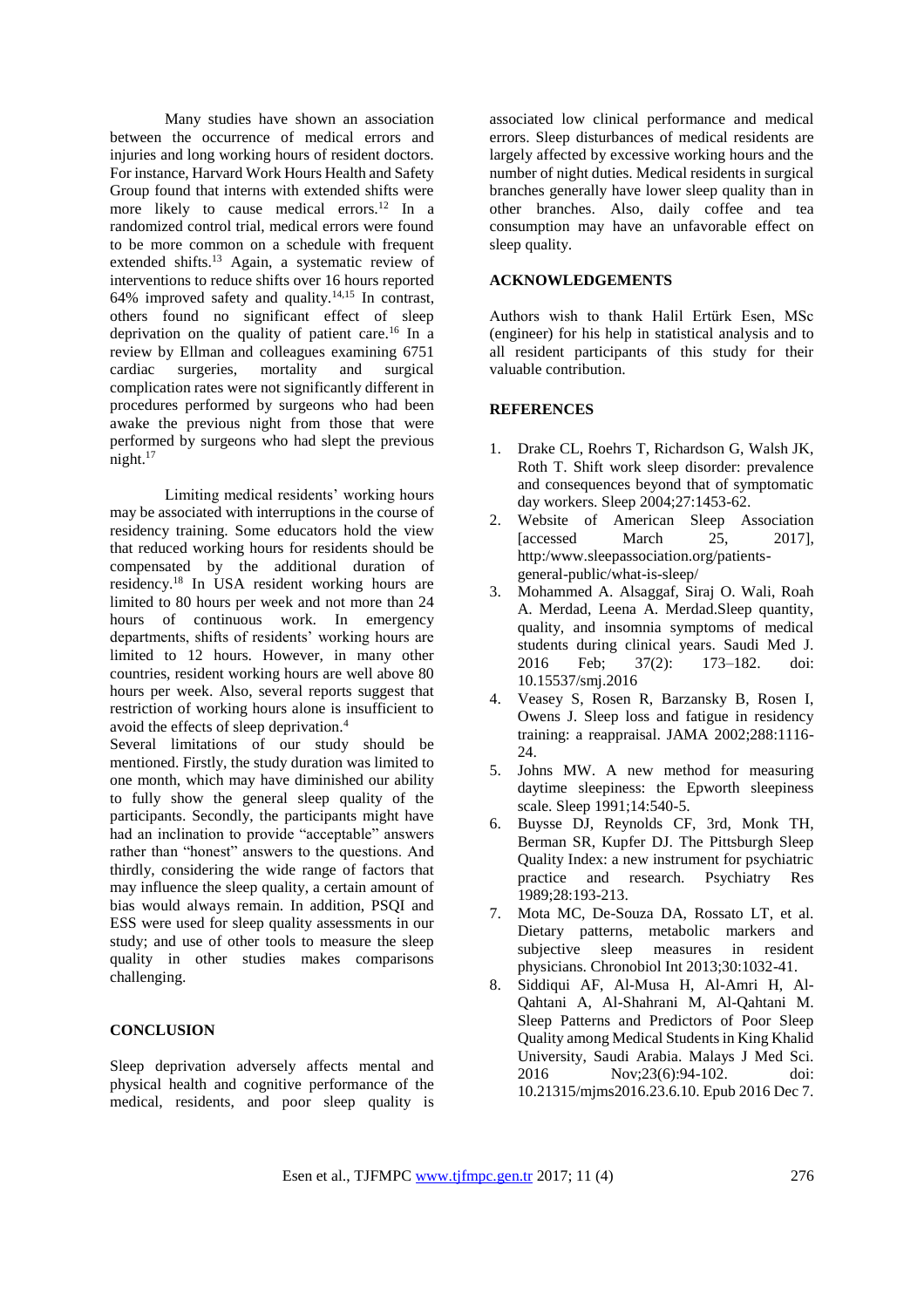Many studies have shown an association between the occurrence of medical errors and injuries and long working hours of resident doctors. For instance, Harvard Work Hours Health and Safety Group found that interns with extended shifts were more likely to cause medical errors.[12] In a randomized control trial, medical errors were found to be more common on a schedule with frequent extended shifts.[13] Again, a systematic review of interventions to reduce shifts over 16 hours reported 64% improved safety and quality.[14,15] In contrast, others found no significant effect of sleep deprivation on the quality of patient care.[16] In a review by Ellman and colleagues examining 6751 cardiac surgeries, mortality and surgical complication rates were not significantly different in procedures performed by surgeons who had been awake the previous night from those that were performed by surgeons who had slept the previous night.[17]

Limiting medical residents' working hours may be associated with interruptions in the course of residency training. Some educators hold the view that reduced working hours for residents should be compensated by the additional duration of residency.[18] In USA resident working hours are limited to 80 hours per week and not more than 24 hours of continuous work. In emergency departments, shifts of residents' working hours are limited to 12 hours. However, in many other countries, resident working hours are well above 80 hours per week. Also, several reports suggest that restriction of working hours alone is insufficient to avoid the effects of sleep deprivation.[4]

Several limitations of our study should be mentioned. Firstly, the study duration was limited to one month, which may have diminished our ability to fully show the general sleep quality of the participants. Secondly, the participants might have had an inclination to provide "acceptable" answers rather than "honest" answers to the questions. And thirdly, considering the wide range of factors that may influence the sleep quality, a certain amount of bias would always remain. In addition, PSQI and ESS were used for sleep quality assessments in our study; and use of other tools to measure the sleep quality in other studies makes comparisons challenging.

## CONCLUSION

Sleep deprivation adversely affects mental and physical health and cognitive performance of the medical, residents, and poor sleep quality is associated low clinical performance and medical errors. Sleep disturbances of medical residents are largely affected by excessive working hours and the number of night duties. Medical residents in surgical branches generally have lower sleep quality than in other branches. Also, daily coffee and tea consumption may have an unfavorable effect on sleep quality.

## ACKNOWLEDGEMENTS

Authors wish to thank Halil Ertürk Esen, MSc (engineer) for his help in statistical analysis and to all resident participants of this study for their valuable contribution.

## REFERENCES

1. Drake CL, Roehrs T, Richardson G, Walsh JK, Roth T. Shift work sleep disorder: prevalence and consequences beyond that of symptomatic day workers. Sleep 2004;27:1453-62.
2. Website of American Sleep Association [accessed March 25, 2017], http:/www.sleepassociation.org/patients-general-public/what-is-sleep/
3. Mohammed A. Alsaggaf, Siraj O. Wali, Roah A. Merdad, Leena A. Merdad.Sleep quantity, quality, and insomnia symptoms of medical students during clinical years. Saudi Med J. 2016 Feb; 37(2): 173–182. doi: 10.15537/smj.2016
4. Veasey S, Rosen R, Barzansky B, Rosen I, Owens J. Sleep loss and fatigue in residency training: a reappraisal. JAMA 2002;288:1116-24.
5. Johns MW. A new method for measuring daytime sleepiness: the Epworth sleepiness scale. Sleep 1991;14:540-5.
6. Buysse DJ, Reynolds CF, 3rd, Monk TH, Berman SR, Kupfer DJ. The Pittsburgh Sleep Quality Index: a new instrument for psychiatric practice and research. Psychiatry Res 1989;28:193-213.
7. Mota MC, De-Souza DA, Rossato LT, et al. Dietary patterns, metabolic markers and subjective sleep measures in resident physicians. Chronobiol Int 2013;30:1032-41.
8. Siddiqui AF, Al-Musa H, Al-Amri H, Al-Qahtani A, Al-Shahrani M, Al-Qahtani M. Sleep Patterns and Predictors of Poor Sleep Quality among Medical Students in King Khalid University, Saudi Arabia. Malays J Med Sci. 2016 Nov;23(6):94-102. doi: 10.21315/mjms2016.23.6.10. Epub 2016 Dec 7.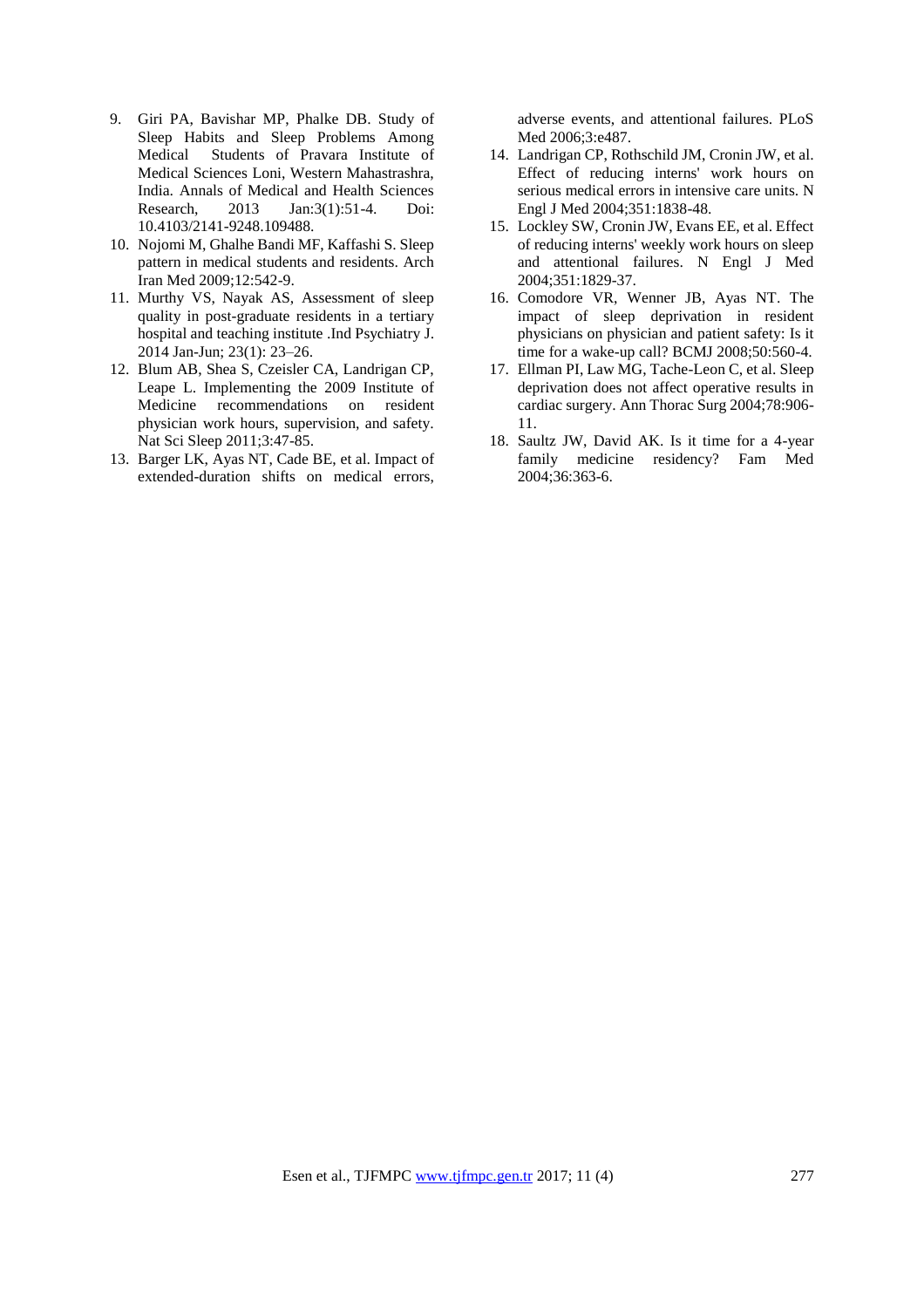9. Giri PA, Bavishar MP, Phalke DB. Study of Sleep Habits and Sleep Problems Among Medical Students of Pravara Institute of Medical Sciences Loni, Western Mahastrashra, India. Annals of Medical and Health Sciences Research, 2013 Jan:3(1):51-4. Doi: 10.4103/2141-9248.109488.
10. Nojomi M, Ghalhe Bandi MF, Kaffashi S. Sleep pattern in medical students and residents. Arch Iran Med 2009;12:542-9.
11. Murthy VS, Nayak AS, Assessment of sleep quality in post-graduate residents in a tertiary hospital and teaching institute .Ind Psychiatry J. 2014 Jan-Jun; 23(1): 23–26.
12. Blum AB, Shea S, Czeisler CA, Landrigan CP, Leape L. Implementing the 2009 Institute of Medicine recommendations on resident physician work hours, supervision, and safety. Nat Sci Sleep 2011;3:47-85.
13. Barger LK, Ayas NT, Cade BE, et al. Impact of extended-duration shifts on medical errors, adverse events, and attentional failures. PLoS Med 2006;3:e487.
14. Landrigan CP, Rothschild JM, Cronin JW, et al. Effect of reducing interns' work hours on serious medical errors in intensive care units. N Engl J Med 2004;351:1838-48.
15. Lockley SW, Cronin JW, Evans EE, et al. Effect of reducing interns' weekly work hours on sleep and attentional failures. N Engl J Med 2004;351:1829-37.
16. Comodore VR, Wenner JB, Ayas NT. The impact of sleep deprivation in resident physicians on physician and patient safety: Is it time for a wake-up call? BCMJ 2008;50:560-4.
17. Ellman PI, Law MG, Tache-Leon C, et al. Sleep deprivation does not affect operative results in cardiac surgery. Ann Thorac Surg 2004;78:906-11.
18. Saultz JW, David AK. Is it time for a 4-year family medicine residency? Fam Med 2004;36:363-6.